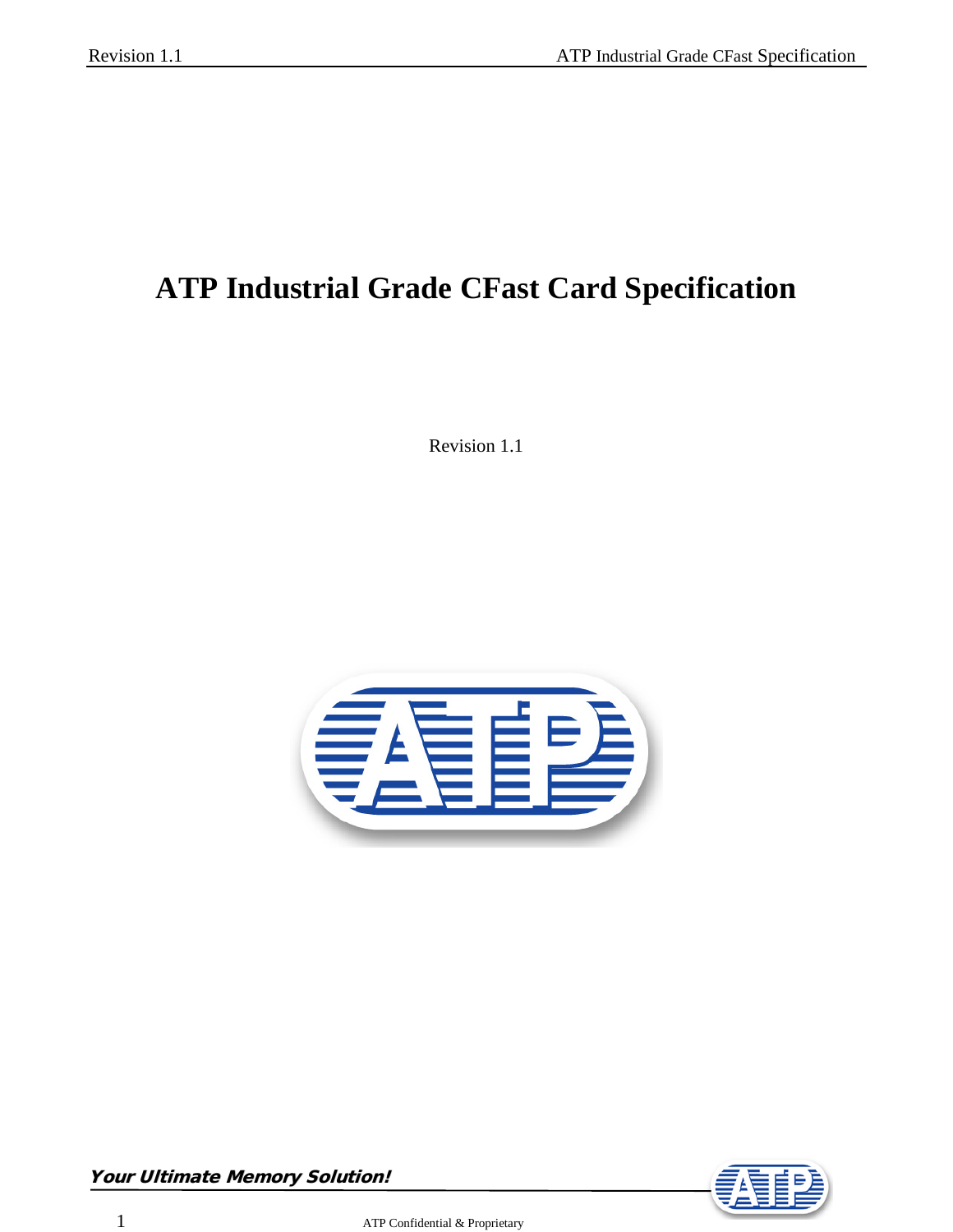# ATP Industrial Grade CFast Card Specification

Revision 1.1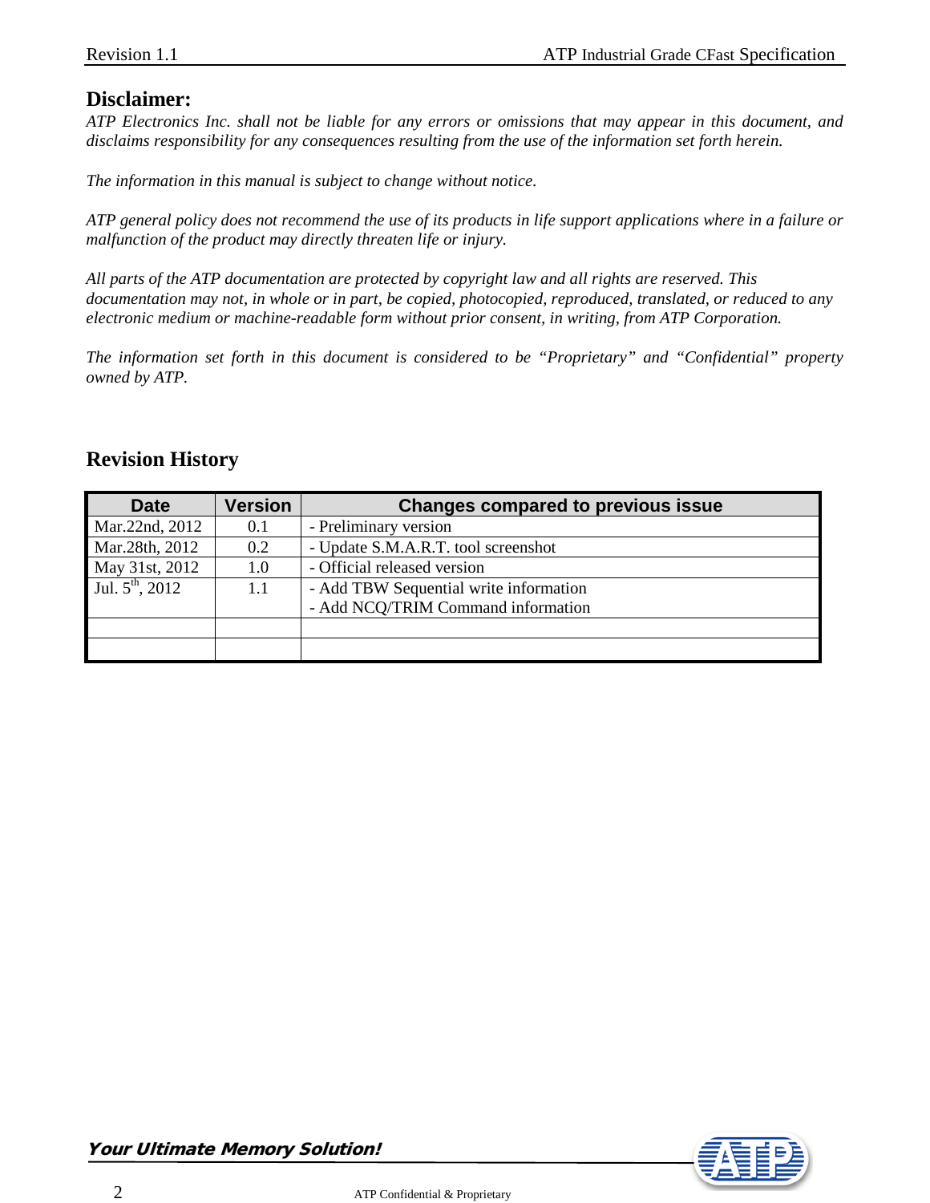## Disclaimer:

*ATP Electronics Inc. shall not be liable for any errors or omissions that may appear in this document, and disclaims responsibility for any consequences resulting from the use of the information set forth herein.*

*The information in this manual is subject to change without notice.*

*ATP general policy does not recommend the use of its products in life support applications where in a failure or malfunction of the product may directly threaten life or injury.*

*All parts of the ATP documentation are protected by copyright law and all rights are reserved. This documentation may not, in whole or in part, be copied, photocopied, reproduced, translated, or reduced to any electronic medium or machine-readable form without prior consent, in writing, from ATP Corporation.*

*The information set forth in this document is considered to be "Proprietary" and "Confidential" property owned by ATP.*

## Revision History

| Date | Version | Changes compared to previous issue |
|---|---|---|
| Mar.22nd, 2012 | 0.1 | - Preliminary version |
| Mar.28th, 2012 | 0.2 | - Update S.M.A.R.T. tool screenshot |
| May 31st, 2012 | 1.0 | - Official released version |
| Jul. 5th, 2012 | 1.1 | - Add TBW Sequential write information<br>- Add NCQ/TRIM Command information |
| | | |
| | | |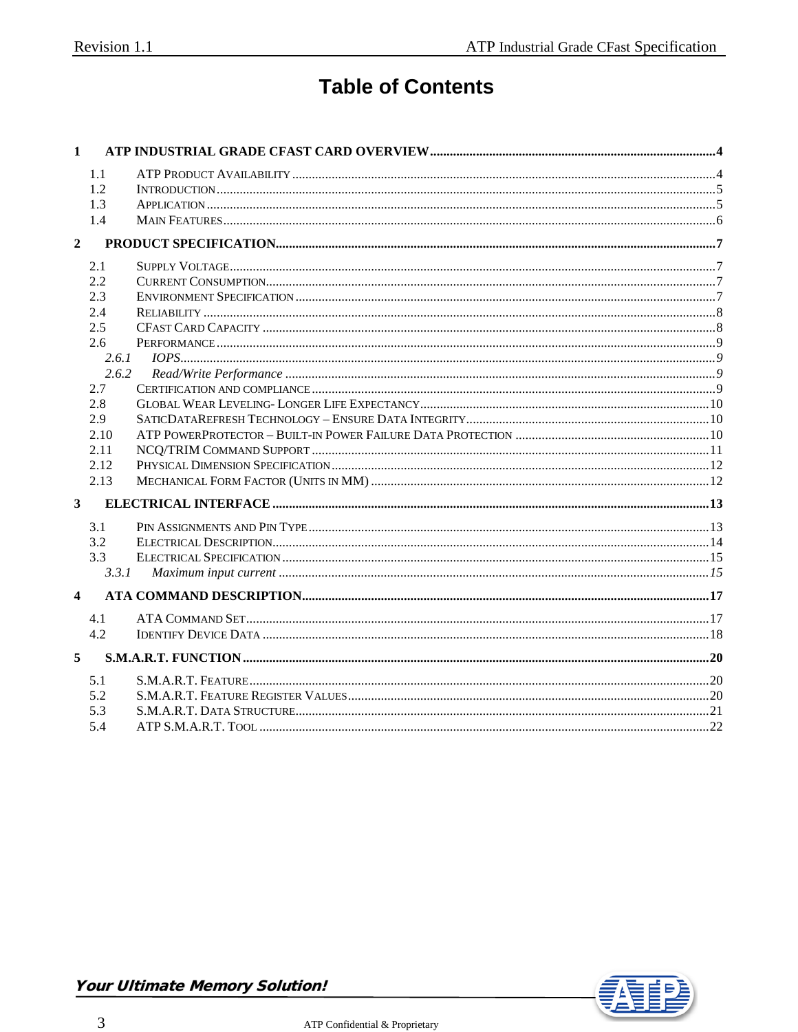# Table of Contents

**1 ATP INDUSTRIAL GRADE CFAST CARD OVERVIEW....................4**

- 1.1 ATP Product Availability....................4
- 1.2 Introduction....................5
- 1.3 Application....................5
- 1.4 Main Features....................6

**2 PRODUCT SPECIFICATION....................7**

- 2.1 Supply Voltage....................7
- 2.2 Current Consumption....................7
- 2.3 Environment Specification....................7
- 2.4 Reliability....................8
- 2.5 CFast Card Capacity....................8
- 2.6 Performance....................9
  - *2.6.1 IOPS....................9*
  - *2.6.2 Read/Write Performance....................9*
- 2.7 Certification and compliance....................9
- 2.8 Global Wear Leveling- Longer Life Expectancy....................10
- 2.9 SaticDataRefresh Technology – Ensure Data Integrity....................10
- 2.10 ATP PowerProtector – Built-in Power Failure Data Protection....................10
- 2.11 NCQ/TRIM Command Support....................11
- 2.12 Physical Dimension Specification....................12
- 2.13 Mechanical Form Factor (Units in MM)....................12

**3 ELECTRICAL INTERFACE....................13**

- 3.1 Pin Assignments and Pin Type....................13
- 3.2 Electrical Description....................14
- 3.3 Electrical Specification....................15
  - *3.3.1 Maximum input current....................15*

**4 ATA COMMAND DESCRIPTION....................17**

- 4.1 ATA Command Set....................17
- 4.2 Identify Device Data....................18

**5 S.M.A.R.T. FUNCTION....................20**

- 5.1 S.M.A.R.T. Feature....................20
- 5.2 S.M.A.R.T. Feature Register Values....................20
- 5.3 S.M.A.R.T. Data Structure....................21
- 5.4 ATP S.M.A.R.T. Tool....................22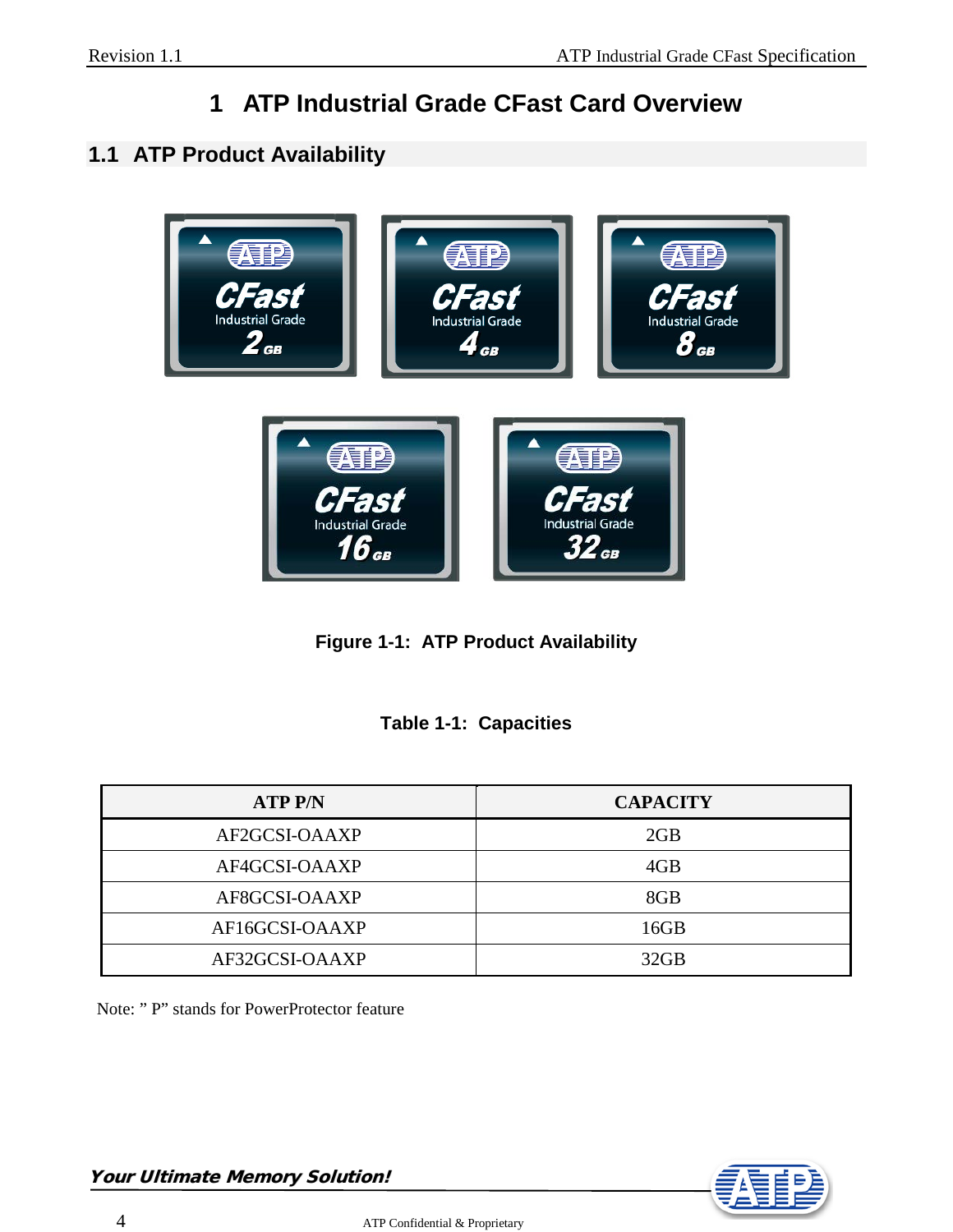# 1 ATP Industrial Grade CFast Card Overview

## 1.1 ATP Product Availability

**Figure 1-1: ATP Product Availability**

**Table 1-1: Capacities**

| ATP P/N | CAPACITY |
|---|---|
| AF2GCSI-OAAXP | 2GB |
| AF4GCSI-OAAXP | 4GB |
| AF8GCSI-OAAXP | 8GB |
| AF16GCSI-OAAXP | 16GB |
| AF32GCSI-OAAXP | 32GB |

Note: " P" stands for PowerProtector feature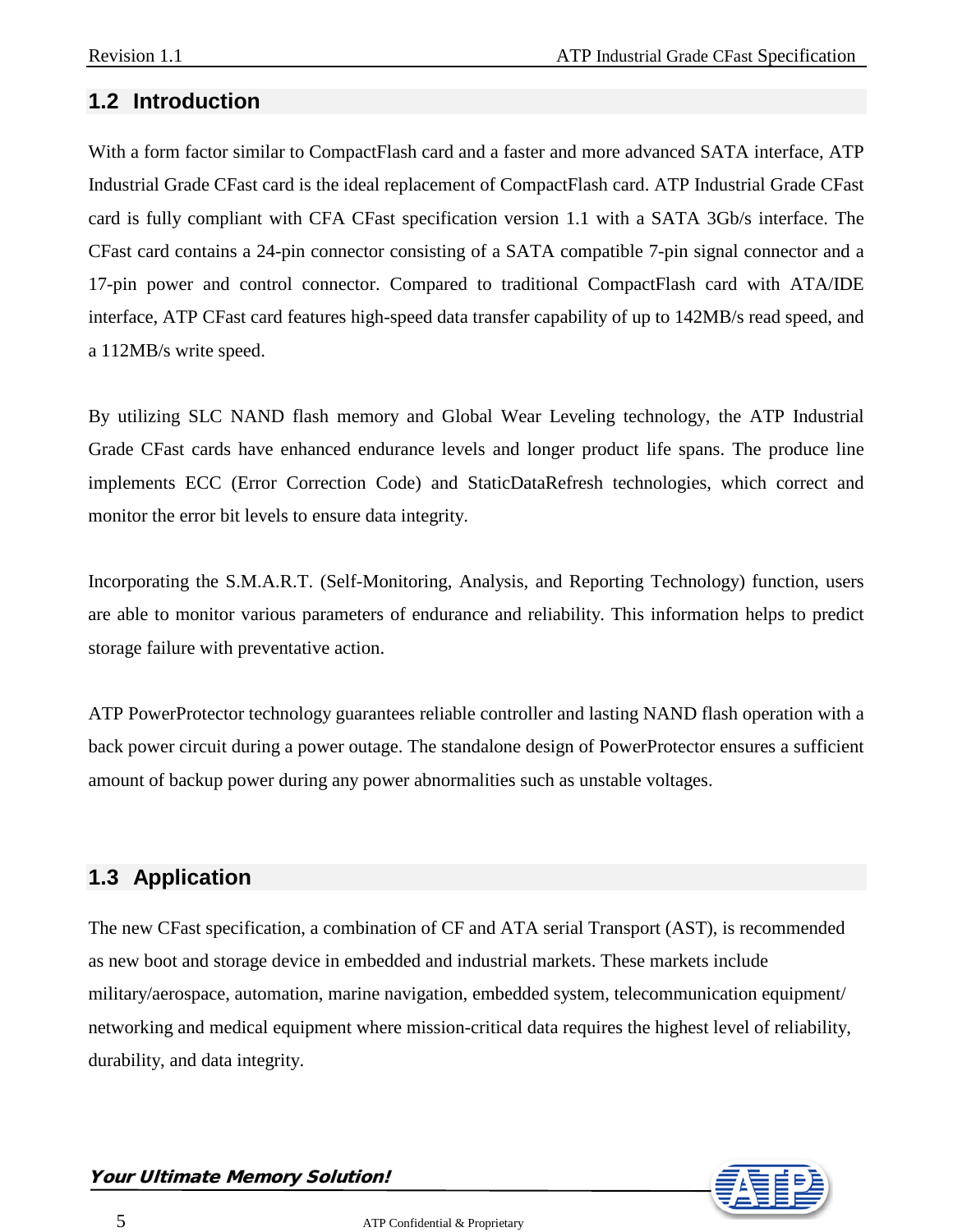## 1.2 Introduction

With a form factor similar to CompactFlash card and a faster and more advanced SATA interface, ATP Industrial Grade CFast card is the ideal replacement of CompactFlash card. ATP Industrial Grade CFast card is fully compliant with CFA CFast specification version 1.1 with a SATA 3Gb/s interface. The CFast card contains a 24-pin connector consisting of a SATA compatible 7-pin signal connector and a 17-pin power and control connector. Compared to traditional CompactFlash card with ATA/IDE interface, ATP CFast card features high-speed data transfer capability of up to 142MB/s read speed, and a 112MB/s write speed.

By utilizing SLC NAND flash memory and Global Wear Leveling technology, the ATP Industrial Grade CFast cards have enhanced endurance levels and longer product life spans. The produce line implements ECC (Error Correction Code) and StaticDataRefresh technologies, which correct and monitor the error bit levels to ensure data integrity.

Incorporating the S.M.A.R.T. (Self-Monitoring, Analysis, and Reporting Technology) function, users are able to monitor various parameters of endurance and reliability. This information helps to predict storage failure with preventative action.

ATP PowerProtector technology guarantees reliable controller and lasting NAND flash operation with a back power circuit during a power outage. The standalone design of PowerProtector ensures a sufficient amount of backup power during any power abnormalities such as unstable voltages.

## 1.3 Application

The new CFast specification, a combination of CF and ATA serial Transport (AST), is recommended as new boot and storage device in embedded and industrial markets. These markets include military/aerospace, automation, marine navigation, embedded system, telecommunication equipment/ networking and medical equipment where mission-critical data requires the highest level of reliability, durability, and data integrity.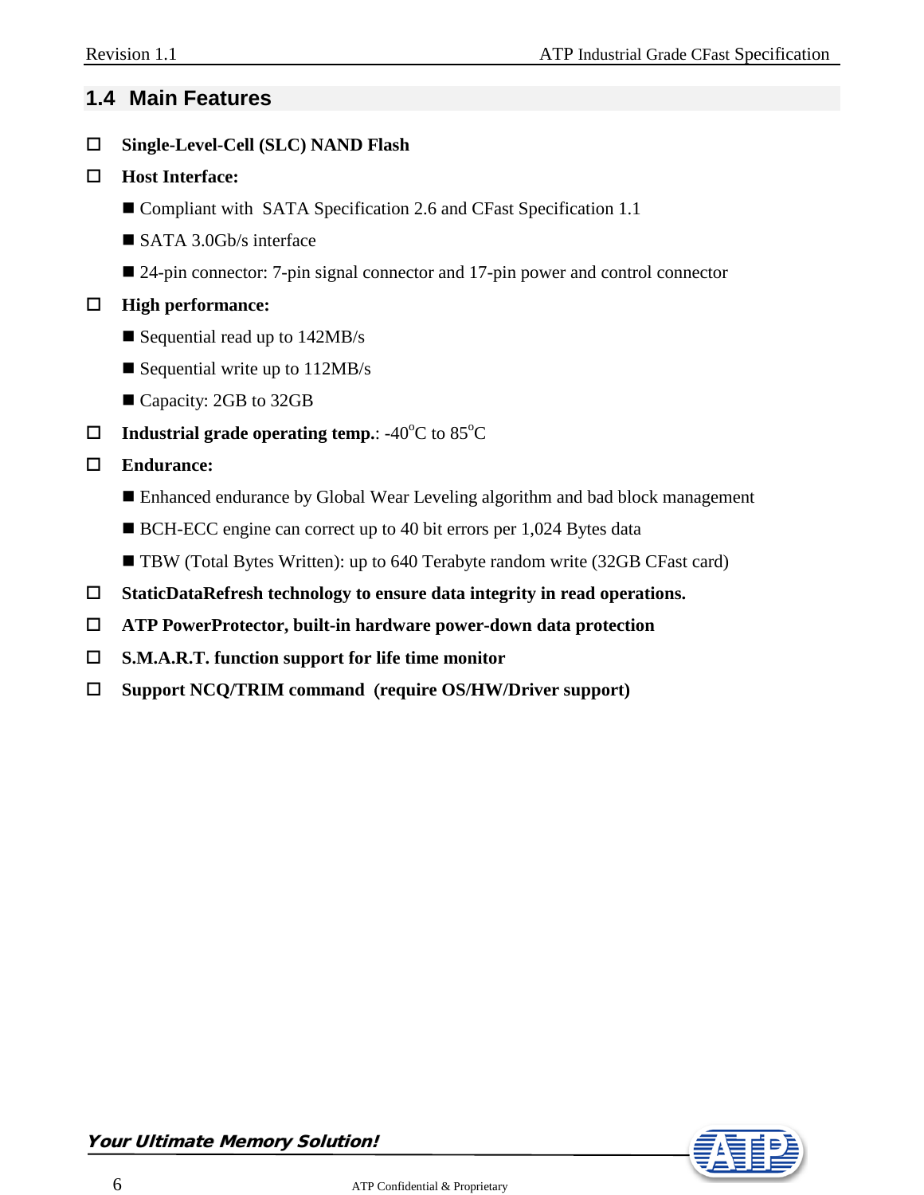## 1.4 Main Features

- **Single-Level-Cell (SLC) NAND Flash**
- **Host Interface:**
  - Compliant with SATA Specification 2.6 and CFast Specification 1.1
  - SATA 3.0Gb/s interface
  - 24-pin connector: 7-pin signal connector and 17-pin power and control connector
- **High performance:**
  - Sequential read up to 142MB/s
  - Sequential write up to 112MB/s
  - Capacity: 2GB to 32GB
- **Industrial grade operating temp.**: -40°C to 85°C
- **Endurance:**
  - Enhanced endurance by Global Wear Leveling algorithm and bad block management
  - BCH-ECC engine can correct up to 40 bit errors per 1,024 Bytes data
  - TBW (Total Bytes Written): up to 640 Terabyte random write (32GB CFast card)
- **StaticDataRefresh technology to ensure data integrity in read operations.**
- **ATP PowerProtector, built-in hardware power-down data protection**
- **S.M.A.R.T. function support for life time monitor**
- **Support NCQ/TRIM command (require OS/HW/Driver support)**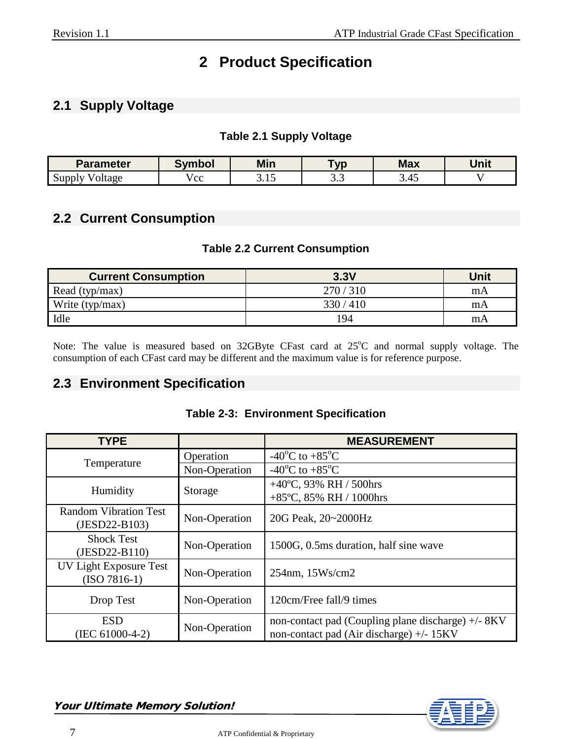# 2 Product Specification

## 2.1 Supply Voltage

**Table 2.1 Supply Voltage**

| Parameter | Symbol | Min | Typ | Max | Unit |
|---|---|---|---|---|---|
| Supply Voltage | Vcc | 3.15 | 3.3 | 3.45 | V |

## 2.2 Current Consumption

**Table 2.2 Current Consumption**

| Current Consumption | 3.3V | Unit |
|---|---|---|
| Read (typ/max) | 270 / 310 | mA |
| Write (typ/max) | 330 / 410 | mA |
| Idle | 194 | mA |

Note: The value is measured based on 32GByte CFast card at 25$^{o}$C and normal supply voltage. The consumption of each CFast card may be different and the maximum value is for reference purpose.

## 2.3 Environment Specification

**Table 2-3: Environment Specification**

| TYPE | | MEASUREMENT |
|---|---|---|
| Temperature | Operation | -40$^{o}$C to +85$^{o}$C |
| | Non-Operation | -40$^{o}$C to +85$^{o}$C |
| Humidity | Storage | +40ºC, 93% RH / 500hrs<br>+85ºC, 85% RH / 1000hrs |
| Random Vibration Test (JESD22-B103) | Non-Operation | 20G Peak, 20~2000Hz |
| Shock Test (JESD22-B110) | Non-Operation | 1500G, 0.5ms duration, half sine wave |
| UV Light Exposure Test (ISO 7816-1) | Non-Operation | 254nm, 15Ws/cm2 |
| Drop Test | Non-Operation | 120cm/Free fall/9 times |
| ESD (IEC 61000-4-2) | Non-Operation | non-contact pad (Coupling plane discharge) +/- 8KV<br>non-contact pad (Air discharge) +/- 15KV |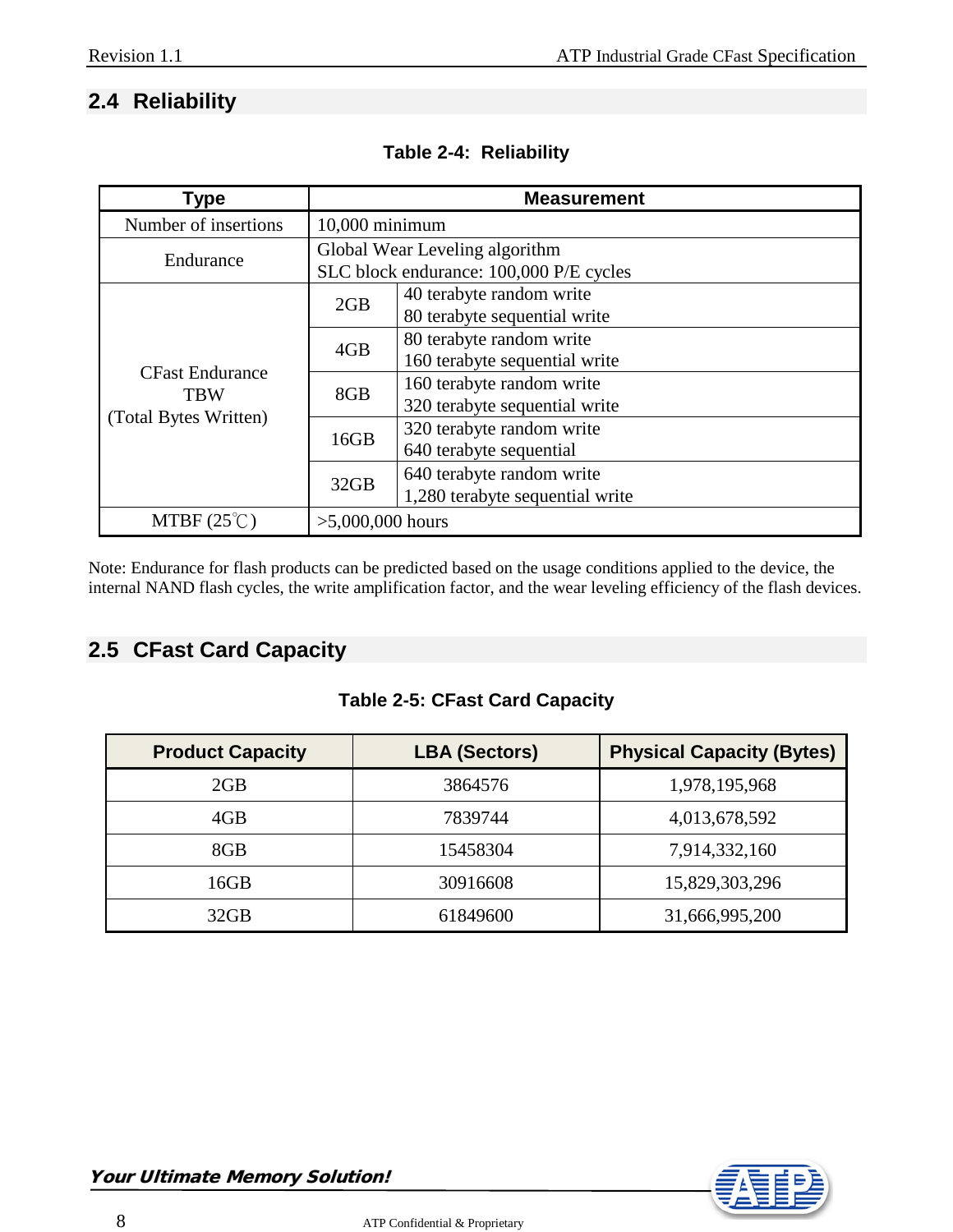## 2.4 Reliability

**Table 2-4: Reliability**

| Type | Measurement | |
|---|---|---|
| Number of insertions | 10,000 minimum | |
| Endurance | Global Wear Leveling algorithm<br>SLC block endurance: 100,000 P/E cycles | |
| CFast Endurance TBW (Total Bytes Written) | 2GB | 40 terabyte random write<br>80 terabyte sequential write |
| | 4GB | 80 terabyte random write<br>160 terabyte sequential write |
| | 8GB | 160 terabyte random write<br>320 terabyte sequential write |
| | 16GB | 320 terabyte random write<br>640 terabyte sequential |
| | 32GB | 640 terabyte random write<br>1,280 terabyte sequential write |
| MTBF (25℃) | >5,000,000 hours | |

Note: Endurance for flash products can be predicted based on the usage conditions applied to the device, the internal NAND flash cycles, the write amplification factor, and the wear leveling efficiency of the flash devices.

## 2.5 CFast Card Capacity

**Table 2-5: CFast Card Capacity**

| Product Capacity | LBA (Sectors) | Physical Capacity (Bytes) |
|---|---|---|
| 2GB | 3864576 | 1,978,195,968 |
| 4GB | 7839744 | 4,013,678,592 |
| 8GB | 15458304 | 7,914,332,160 |
| 16GB | 30916608 | 15,829,303,296 |
| 32GB | 61849600 | 31,666,995,200 |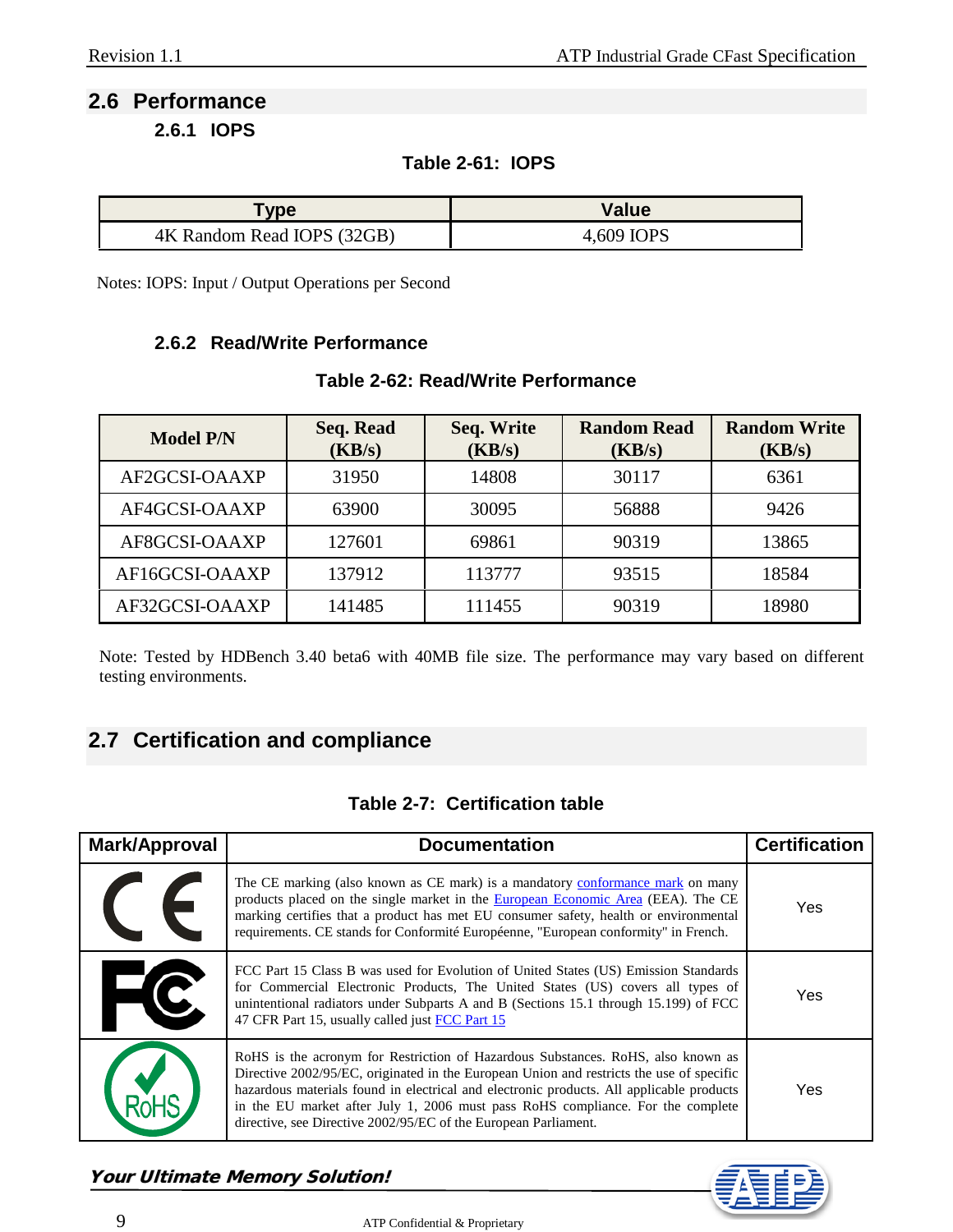## 2.6 Performance

### 2.6.1 IOPS

**Table 2-61: IOPS**

| Type | Value |
|---|---|
| 4K Random Read IOPS (32GB) | 4,609 IOPS |

Notes: IOPS: Input / Output Operations per Second

### 2.6.2 Read/Write Performance

**Table 2-62: Read/Write Performance**

| Model P/N | Seq. Read (KB/s) | Seq. Write (KB/s) | Random Read (KB/s) | Random Write (KB/s) |
|---|---|---|---|---|
| AF2GCSI-OAAXP | 31950 | 14808 | 30117 | 6361 |
| AF4GCSI-OAAXP | 63900 | 30095 | 56888 | 9426 |
| AF8GCSI-OAAXP | 127601 | 69861 | 90319 | 13865 |
| AF16GCSI-OAAXP | 137912 | 113777 | 93515 | 18584 |
| AF32GCSI-OAAXP | 141485 | 111455 | 90319 | 18980 |

Note: Tested by HDBench 3.40 beta6 with 40MB file size. The performance may vary based on different testing environments.

## 2.7 Certification and compliance

**Table 2-7: Certification table**

| Mark/Approval | Documentation | Certification |
|---|---|---|
| CE | The CE marking (also known as CE mark) is a mandatory conformance mark on many products placed on the single market in the European Economic Area (EEA). The CE marking certifies that a product has met EU consumer safety, health or environmental requirements. CE stands for Conformité Européenne, "European conformity" in French. | Yes |
| FC | FCC Part 15 Class B was used for Evolution of United States (US) Emission Standards for Commercial Electronic Products, The United States (US) covers all types of unintentional radiators under Subparts A and B (Sections 15.1 through 15.199) of FCC 47 CFR Part 15, usually called just FCC Part 15 | Yes |
| RoHS | RoHS is the acronym for Restriction of Hazardous Substances. RoHS, also known as Directive 2002/95/EC, originated in the European Union and restricts the use of specific hazardous materials found in electrical and electronic products. All applicable products in the EU market after July 1, 2006 must pass RoHS compliance. For the complete directive, see Directive 2002/95/EC of the European Parliament. | Yes |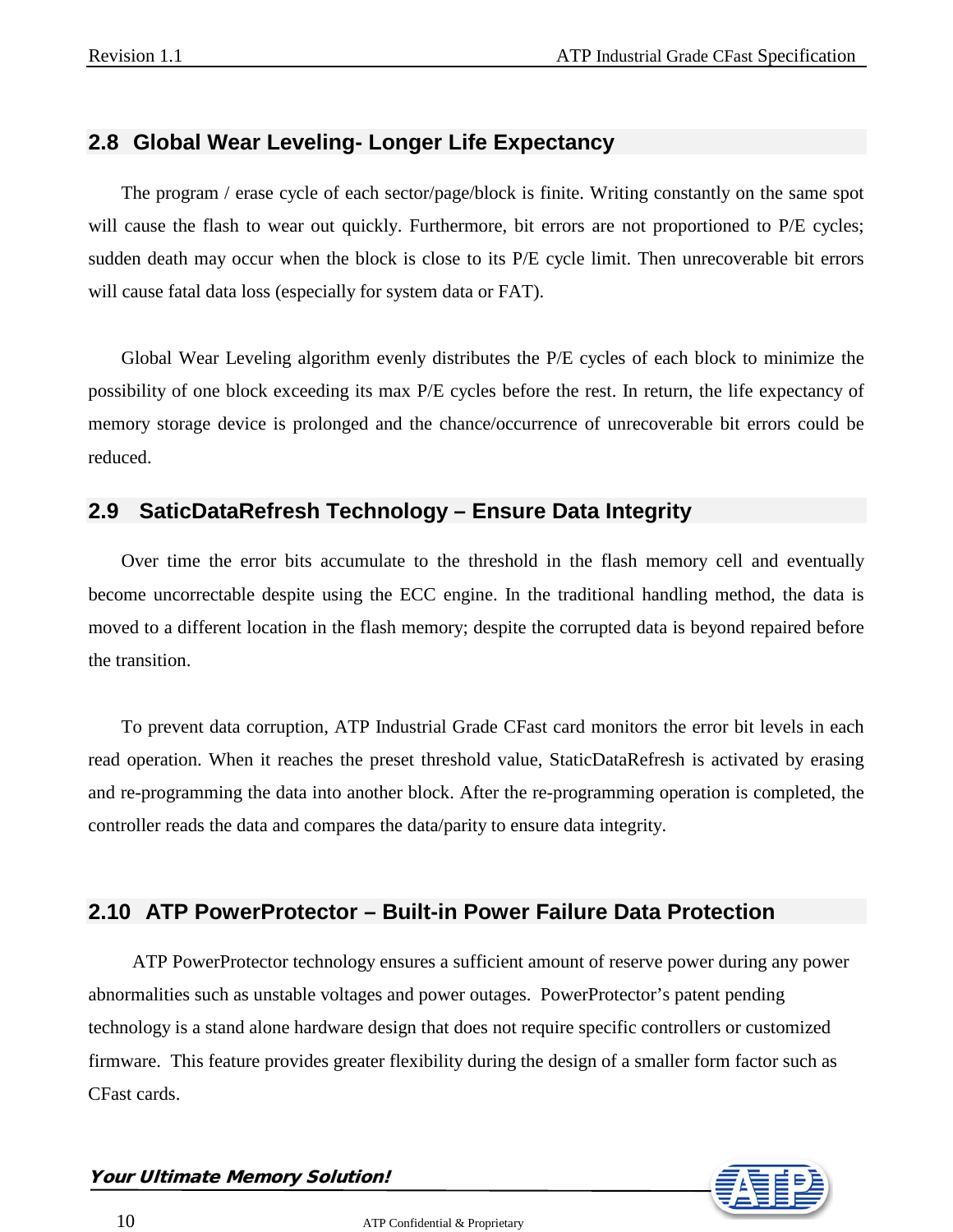## 2.8 Global Wear Leveling- Longer Life Expectancy

The program / erase cycle of each sector/page/block is finite. Writing constantly on the same spot will cause the flash to wear out quickly. Furthermore, bit errors are not proportioned to P/E cycles; sudden death may occur when the block is close to its P/E cycle limit. Then unrecoverable bit errors will cause fatal data loss (especially for system data or FAT).

Global Wear Leveling algorithm evenly distributes the P/E cycles of each block to minimize the possibility of one block exceeding its max P/E cycles before the rest. In return, the life expectancy of memory storage device is prolonged and the chance/occurrence of unrecoverable bit errors could be reduced.

## 2.9 SaticDataRefresh Technology – Ensure Data Integrity

Over time the error bits accumulate to the threshold in the flash memory cell and eventually become uncorrectable despite using the ECC engine. In the traditional handling method, the data is moved to a different location in the flash memory; despite the corrupted data is beyond repaired before the transition.

To prevent data corruption, ATP Industrial Grade CFast card monitors the error bit levels in each read operation. When it reaches the preset threshold value, StaticDataRefresh is activated by erasing and re-programming the data into another block. After the re-programming operation is completed, the controller reads the data and compares the data/parity to ensure data integrity.

## 2.10 ATP PowerProtector – Built-in Power Failure Data Protection

ATP PowerProtector technology ensures a sufficient amount of reserve power during any power abnormalities such as unstable voltages and power outages. PowerProtector's patent pending technology is a stand alone hardware design that does not require specific controllers or customized firmware. This feature provides greater flexibility during the design of a smaller form factor such as CFast cards.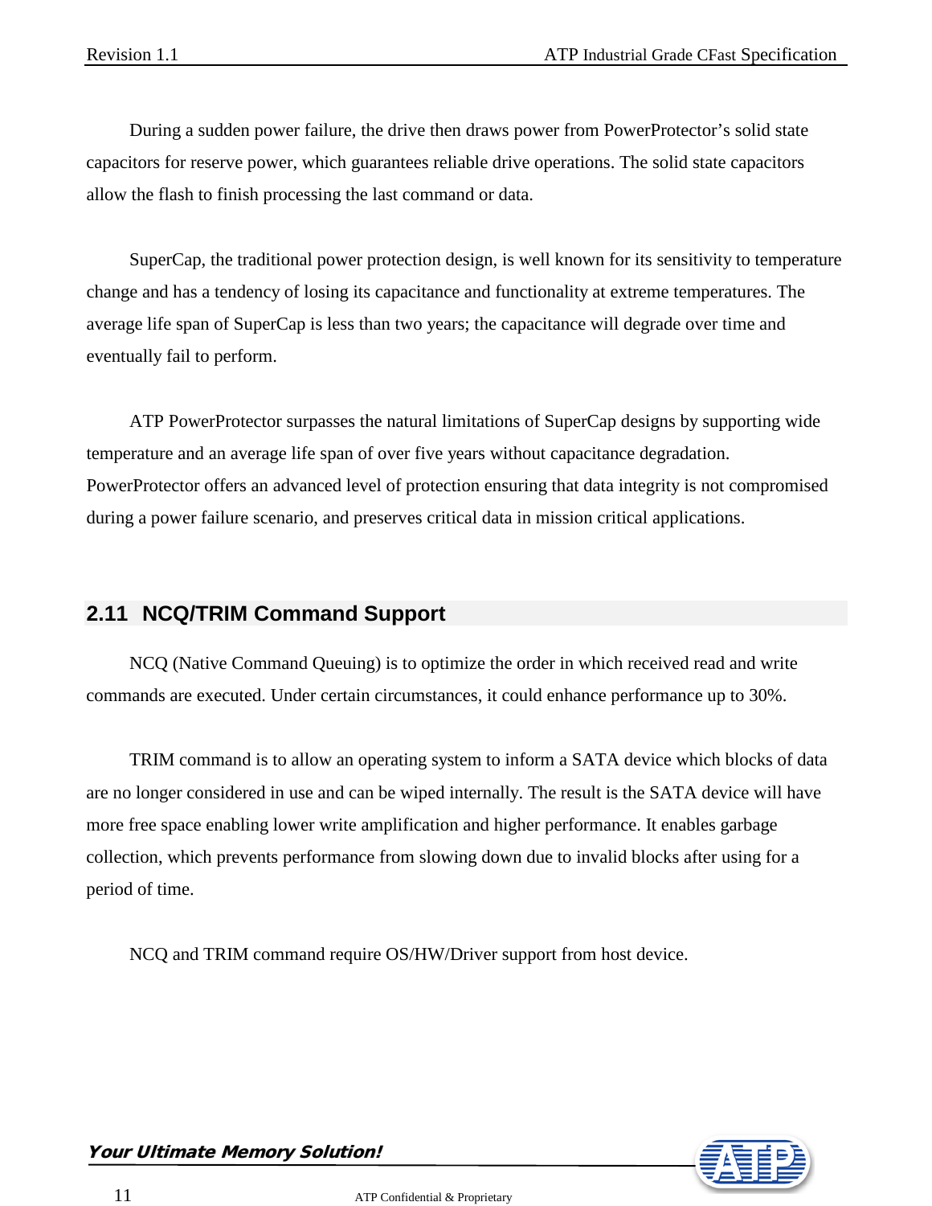During a sudden power failure, the drive then draws power from PowerProtector's solid state capacitors for reserve power, which guarantees reliable drive operations. The solid state capacitors allow the flash to finish processing the last command or data.

SuperCap, the traditional power protection design, is well known for its sensitivity to temperature change and has a tendency of losing its capacitance and functionality at extreme temperatures. The average life span of SuperCap is less than two years; the capacitance will degrade over time and eventually fail to perform.

ATP PowerProtector surpasses the natural limitations of SuperCap designs by supporting wide temperature and an average life span of over five years without capacitance degradation. PowerProtector offers an advanced level of protection ensuring that data integrity is not compromised during a power failure scenario, and preserves critical data in mission critical applications.

## 2.11 NCQ/TRIM Command Support

NCQ (Native Command Queuing) is to optimize the order in which received read and write commands are executed. Under certain circumstances, it could enhance performance up to 30%.

TRIM command is to allow an operating system to inform a SATA device which blocks of data are no longer considered in use and can be wiped internally. The result is the SATA device will have more free space enabling lower write amplification and higher performance. It enables garbage collection, which prevents performance from slowing down due to invalid blocks after using for a period of time.

NCQ and TRIM command require OS/HW/Driver support from host device.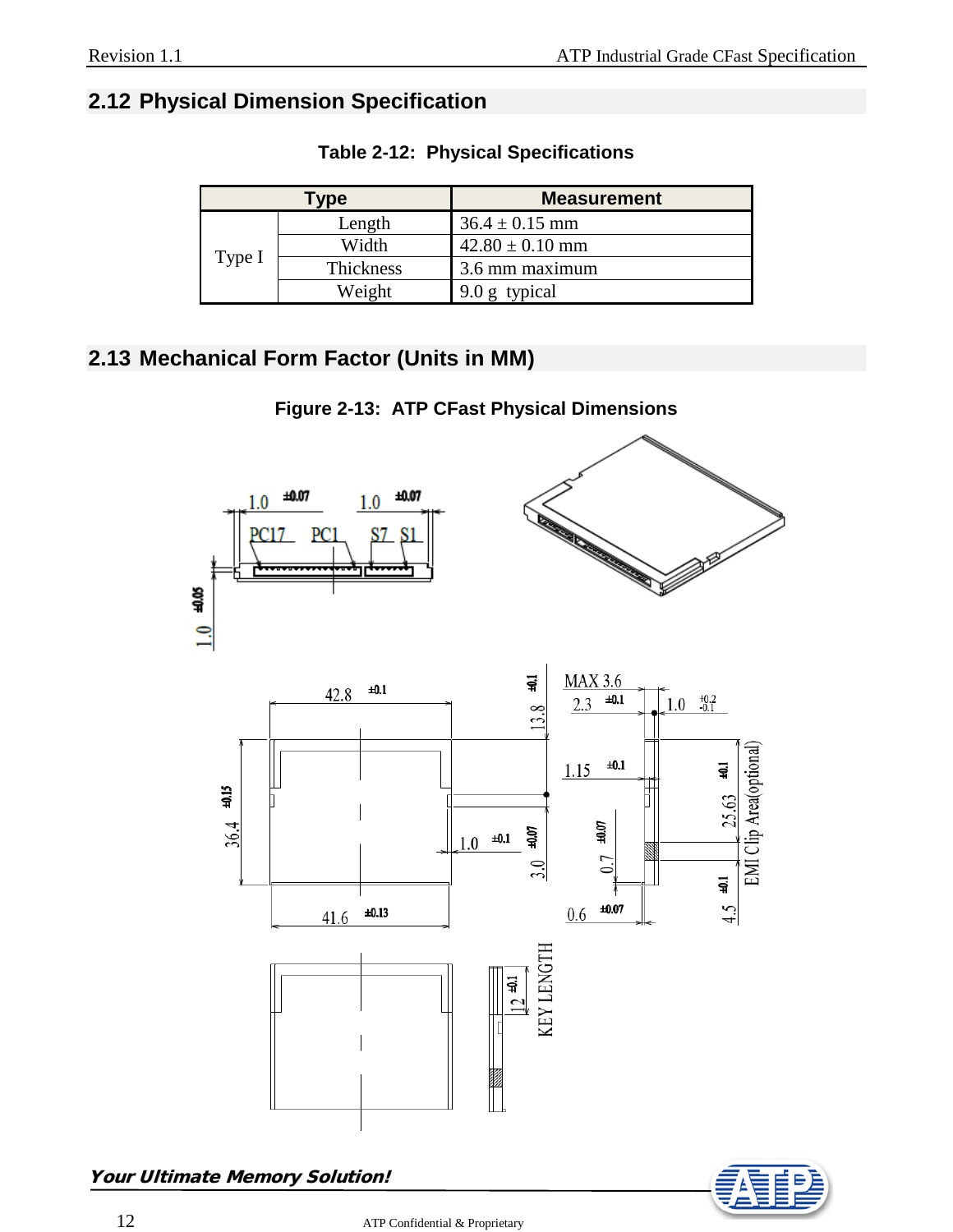## 2.12 Physical Dimension Specification

**Table 2-12: Physical Specifications**

| Type | | Measurement |
|---|---|---|
| Type I | Length | 36.4 ± 0.15 mm |
| | Width | 42.80 ± 0.10 mm |
| | Thickness | 3.6 mm maximum |
| | Weight | 9.0 g typical |

## 2.13 Mechanical Form Factor (Units in MM)

**Figure 2-13: ATP CFast Physical Dimensions**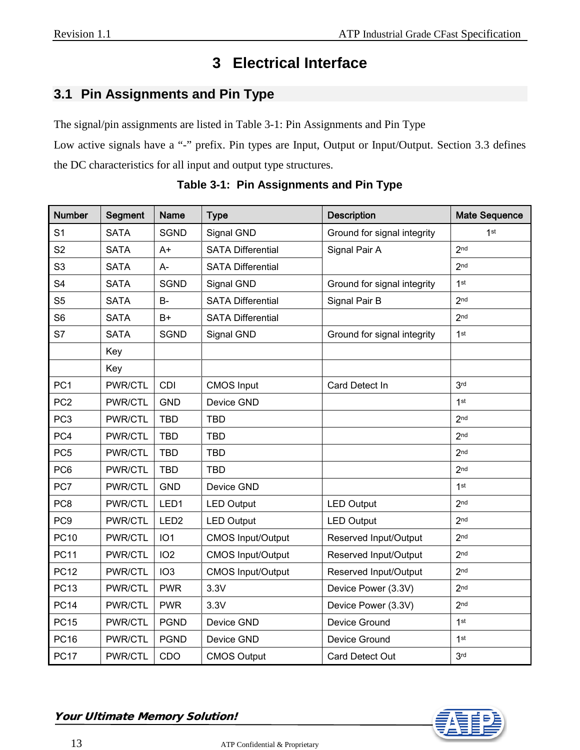# 3 Electrical Interface

## 3.1 Pin Assignments and Pin Type

The signal/pin assignments are listed in Table 3-1: Pin Assignments and Pin Type

Low active signals have a "-" prefix. Pin types are Input, Output or Input/Output. Section 3.3 defines the DC characteristics for all input and output type structures.

**Table 3-1: Pin Assignments and Pin Type**

| Number | Segment | Name | Type | Description | Mate Sequence |
|---|---|---|---|---|---|
| S1 | SATA | SGND | Signal GND | Ground for signal integrity | 1st |
| S2 | SATA | A+ | SATA Differential | Signal Pair A | 2nd |
| S3 | SATA | A- | SATA Differential | | 2nd |
| S4 | SATA | SGND | Signal GND | Ground for signal integrity | 1st |
| S5 | SATA | B- | SATA Differential | Signal Pair B | 2nd |
| S6 | SATA | B+ | SATA Differential | | 2nd |
| S7 | SATA | SGND | Signal GND | Ground for signal integrity | 1st |
| | Key | | | | |
| | Key | | | | |
| PC1 | PWR/CTL | CDI | CMOS Input | Card Detect In | 3rd |
| PC2 | PWR/CTL | GND | Device GND | | 1st |
| PC3 | PWR/CTL | TBD | TBD | | 2nd |
| PC4 | PWR/CTL | TBD | TBD | | 2nd |
| PC5 | PWR/CTL | TBD | TBD | | 2nd |
| PC6 | PWR/CTL | TBD | TBD | | 2nd |
| PC7 | PWR/CTL | GND | Device GND | | 1st |
| PC8 | PWR/CTL | LED1 | LED Output | LED Output | 2nd |
| PC9 | PWR/CTL | LED2 | LED Output | LED Output | 2nd |
| PC10 | PWR/CTL | IO1 | CMOS Input/Output | Reserved Input/Output | 2nd |
| PC11 | PWR/CTL | IO2 | CMOS Input/Output | Reserved Input/Output | 2nd |
| PC12 | PWR/CTL | IO3 | CMOS Input/Output | Reserved Input/Output | 2nd |
| PC13 | PWR/CTL | PWR | 3.3V | Device Power (3.3V) | 2nd |
| PC14 | PWR/CTL | PWR | 3.3V | Device Power (3.3V) | 2nd |
| PC15 | PWR/CTL | PGND | Device GND | Device Ground | 1st |
| PC16 | PWR/CTL | PGND | Device GND | Device Ground | 1st |
| PC17 | PWR/CTL | CDO | CMOS Output | Card Detect Out | 3rd |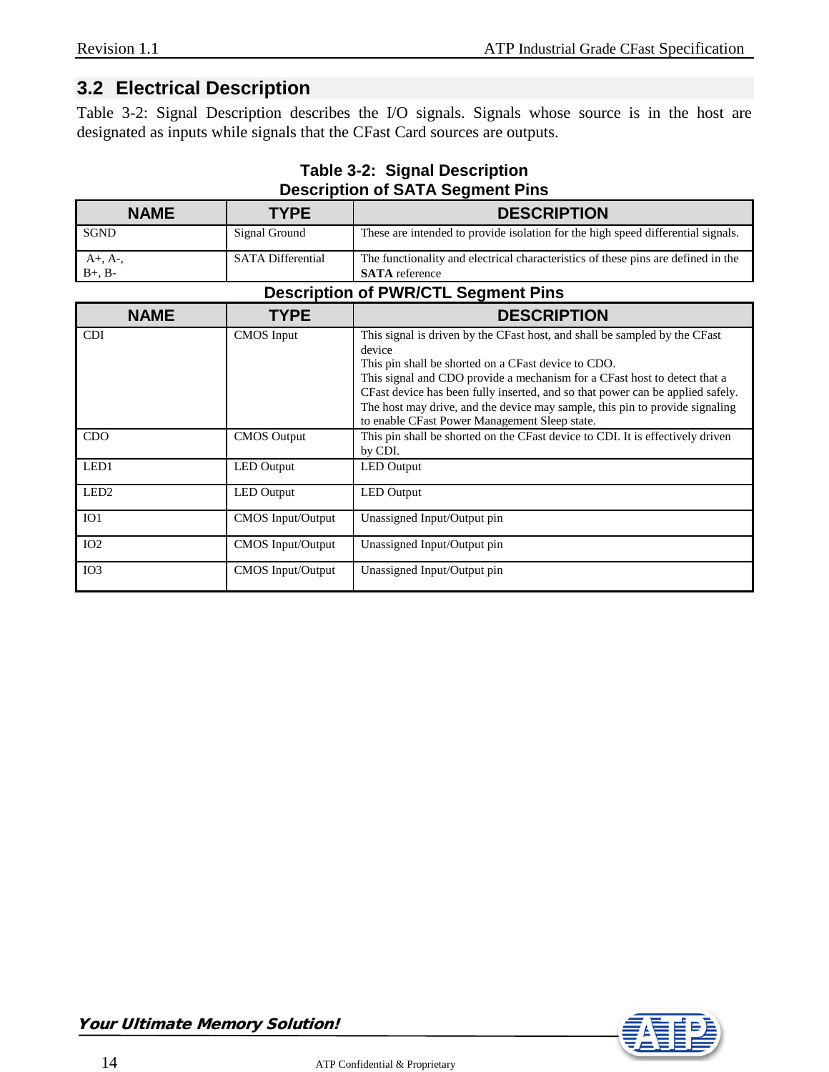## 3.2 Electrical Description

Table 3-2: Signal Description describes the I/O signals. Signals whose source is in the host are designated as inputs while signals that the CFast Card sources are outputs.

**Table 3-2: Signal Description**

**Description of SATA Segment Pins**

| NAME | TYPE | DESCRIPTION |
|---|---|---|
| SGND | Signal Ground | These are intended to provide isolation for the high speed differential signals. |
| A+, A-, B+, B- | SATA Differential | The functionality and electrical characteristics of these pins are defined in the **SATA** reference |

**Description of PWR/CTL Segment Pins**

| NAME | TYPE | DESCRIPTION |
|---|---|---|
| CDI | CMOS Input | This signal is driven by the CFast host, and shall be sampled by the CFast device<br>This pin shall be shorted on a CFast device to CDO.<br>This signal and CDO provide a mechanism for a CFast host to detect that a CFast device has been fully inserted, and so that power can be applied safely.<br>The host may drive, and the device may sample, this pin to provide signaling to enable CFast Power Management Sleep state. |
| CDO | CMOS Output | This pin shall be shorted on the CFast device to CDI. It is effectively driven by CDI. |
| LED1 | LED Output | LED Output |
| LED2 | LED Output | LED Output |
| IO1 | CMOS Input/Output | Unassigned Input/Output pin |
| IO2 | CMOS Input/Output | Unassigned Input/Output pin |
| IO3 | CMOS Input/Output | Unassigned Input/Output pin |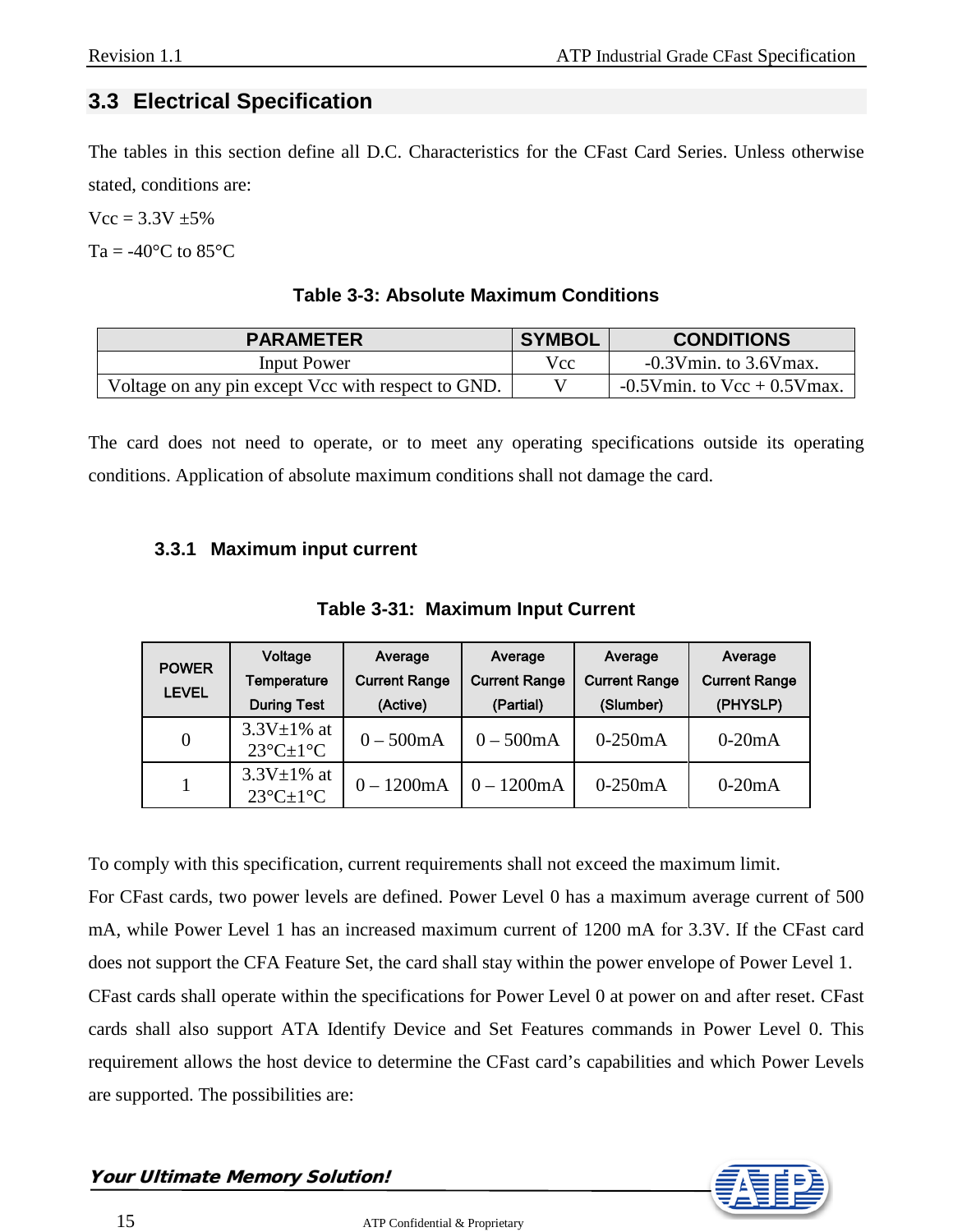## 3.3 Electrical Specification

The tables in this section define all D.C. Characteristics for the CFast Card Series. Unless otherwise stated, conditions are:

Vcc = 3.3V ±5%

Ta = -40°C to 85°C

**Table 3-3: Absolute Maximum Conditions**

| PARAMETER | SYMBOL | CONDITIONS |
|---|---|---|
| Input Power | Vcc | -0.3Vmin. to 3.6Vmax. |
| Voltage on any pin except Vcc with respect to GND. | V | -0.5Vmin. to Vcc + 0.5Vmax. |

The card does not need to operate, or to meet any operating specifications outside its operating conditions. Application of absolute maximum conditions shall not damage the card.

### 3.3.1 Maximum input current

**Table 3-31: Maximum Input Current**

| POWER LEVEL | Voltage Temperature During Test | Average Current Range (Active) | Average Current Range (Partial) | Average Current Range (Slumber) | Average Current Range (PHYSLP) |
|---|---|---|---|---|---|
| 0 | 3.3V±1% at 23°C±1°C | 0 – 500mA | 0 – 500mA | 0-250mA | 0-20mA |
| 1 | 3.3V±1% at 23°C±1°C | 0 – 1200mA | 0 – 1200mA | 0-250mA | 0-20mA |

To comply with this specification, current requirements shall not exceed the maximum limit.

For CFast cards, two power levels are defined. Power Level 0 has a maximum average current of 500 mA, while Power Level 1 has an increased maximum current of 1200 mA for 3.3V. If the CFast card does not support the CFA Feature Set, the card shall stay within the power envelope of Power Level 1.

CFast cards shall operate within the specifications for Power Level 0 at power on and after reset. CFast cards shall also support ATA Identify Device and Set Features commands in Power Level 0. This requirement allows the host device to determine the CFast card's capabilities and which Power Levels are supported. The possibilities are: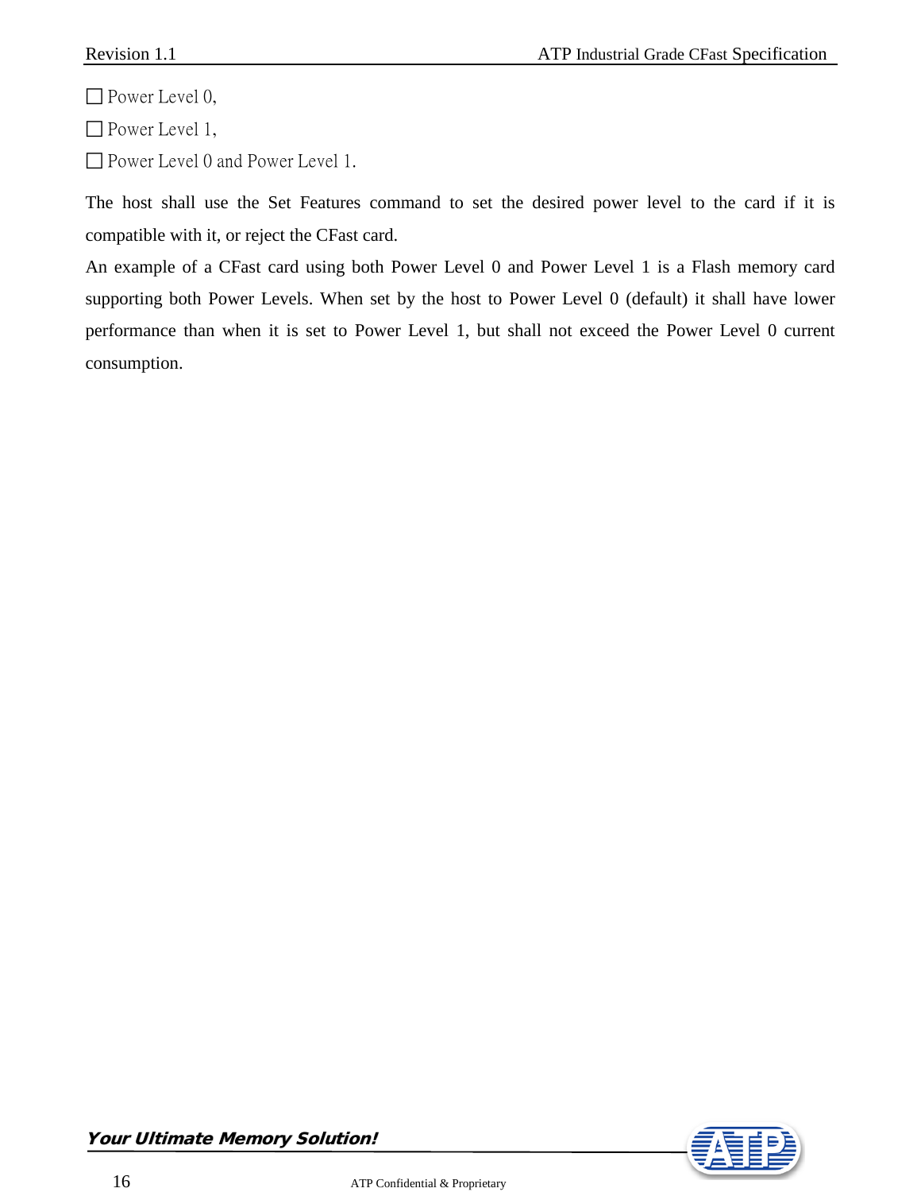☐ Power Level 0,

☐ Power Level 1,

☐ Power Level 0 and Power Level 1.

The host shall use the Set Features command to set the desired power level to the card if it is compatible with it, or reject the CFast card.

An example of a CFast card using both Power Level 0 and Power Level 1 is a Flash memory card supporting both Power Levels. When set by the host to Power Level 0 (default) it shall have lower performance than when it is set to Power Level 1, but shall not exceed the Power Level 0 current consumption.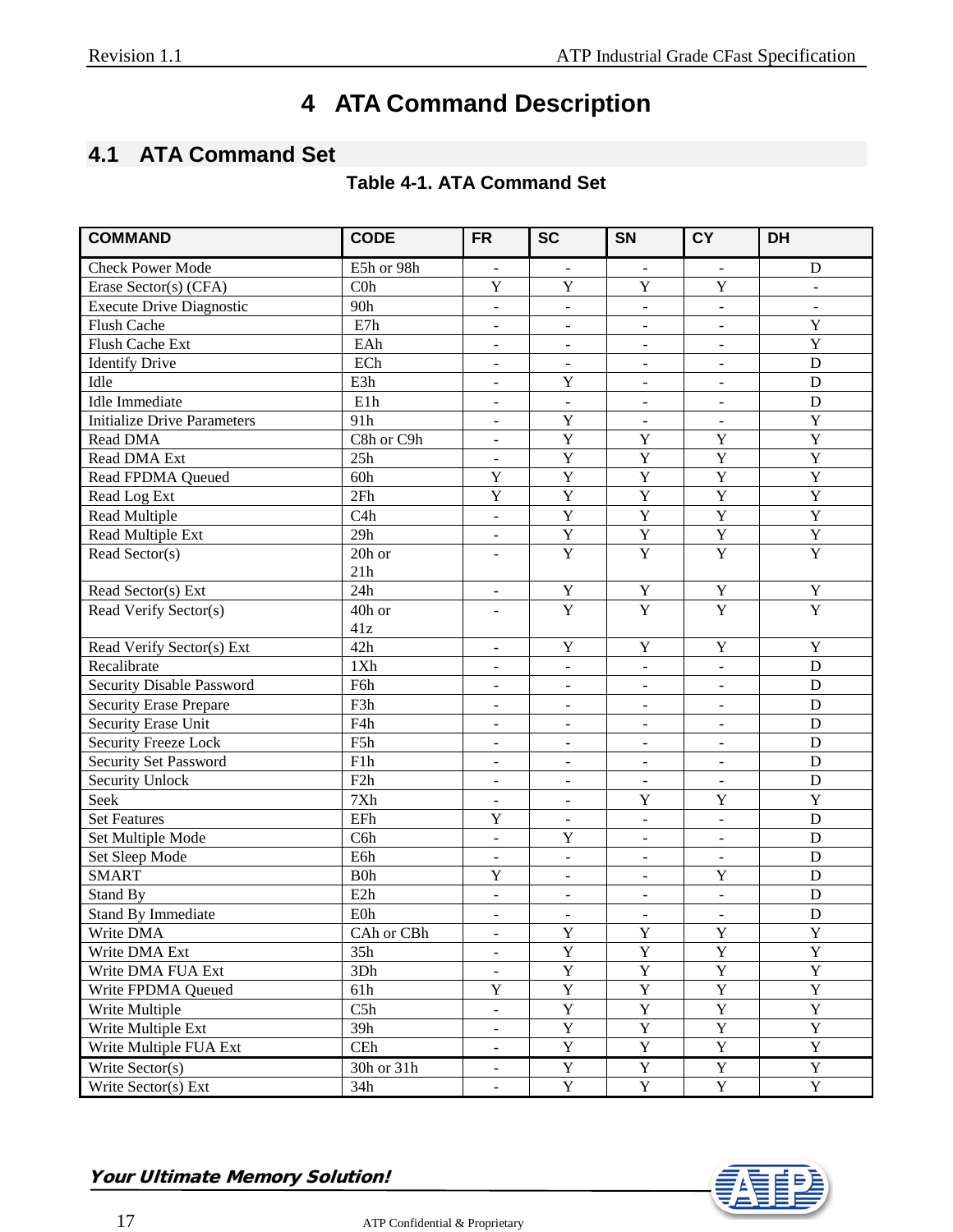# 4 ATA Command Description

## 4.1 ATA Command Set

**Table 4-1. ATA Command Set**

| COMMAND | CODE | FR | SC | SN | CY | DH |
|---|---|---|---|---|---|---|
| Check Power Mode | E5h or 98h | - | - | - | - | D |
| Erase Sector(s) (CFA) | C0h | Y | Y | Y | Y | - |
| Execute Drive Diagnostic | 90h | - | - | - | - | - |
| Flush Cache | E7h | - | - | - | - | Y |
| Flush Cache Ext | EAh | - | - | - | - | Y |
| Identify Drive | ECh | - | - | - | - | D |
| Idle | E3h | - | Y | - | - | D |
| Idle Immediate | E1h | - | - | - | - | D |
| Initialize Drive Parameters | 91h | - | Y | - | - | Y |
| Read DMA | C8h or C9h | - | Y | Y | Y | Y |
| Read DMA Ext | 25h | - | Y | Y | Y | Y |
| Read FPDMA Queued | 60h | Y | Y | Y | Y | Y |
| Read Log Ext | 2Fh | Y | Y | Y | Y | Y |
| Read Multiple | C4h | - | Y | Y | Y | Y |
| Read Multiple Ext | 29h | - | Y | Y | Y | Y |
| Read Sector(s) | 20h or 21h | - | Y | Y | Y | Y |
| Read Sector(s) Ext | 24h | - | Y | Y | Y | Y |
| Read Verify Sector(s) | 40h or 41z | - | Y | Y | Y | Y |
| Read Verify Sector(s) Ext | 42h | - | Y | Y | Y | Y |
| Recalibrate | 1Xh | - | - | - | - | D |
| Security Disable Password | F6h | - | - | - | - | D |
| Security Erase Prepare | F3h | - | - | - | - | D |
| Security Erase Unit | F4h | - | - | - | - | D |
| Security Freeze Lock | F5h | - | - | - | - | D |
| Security Set Password | F1h | - | - | - | - | D |
| Security Unlock | F2h | - | - | - | - | D |
| Seek | 7Xh | - | - | Y | Y | Y |
| Set Features | EFh | Y | - | - | - | D |
| Set Multiple Mode | C6h | - | Y | - | - | D |
| Set Sleep Mode | E6h | - | - | - | - | D |
| SMART | B0h | Y | - | - | Y | D |
| Stand By | E2h | - | - | - | - | D |
| Stand By Immediate | E0h | - | - | - | - | D |
| Write DMA | CAh or CBh | - | Y | Y | Y | Y |
| Write DMA Ext | 35h | - | Y | Y | Y | Y |
| Write DMA FUA Ext | 3Dh | - | Y | Y | Y | Y |
| Write FPDMA Queued | 61h | Y | Y | Y | Y | Y |
| Write Multiple | C5h | - | Y | Y | Y | Y |
| Write Multiple Ext | 39h | - | Y | Y | Y | Y |
| Write Multiple FUA Ext | CEh | - | Y | Y | Y | Y |
| Write Sector(s) | 30h or 31h | - | Y | Y | Y | Y |
| Write Sector(s) Ext | 34h | - | Y | Y | Y | Y |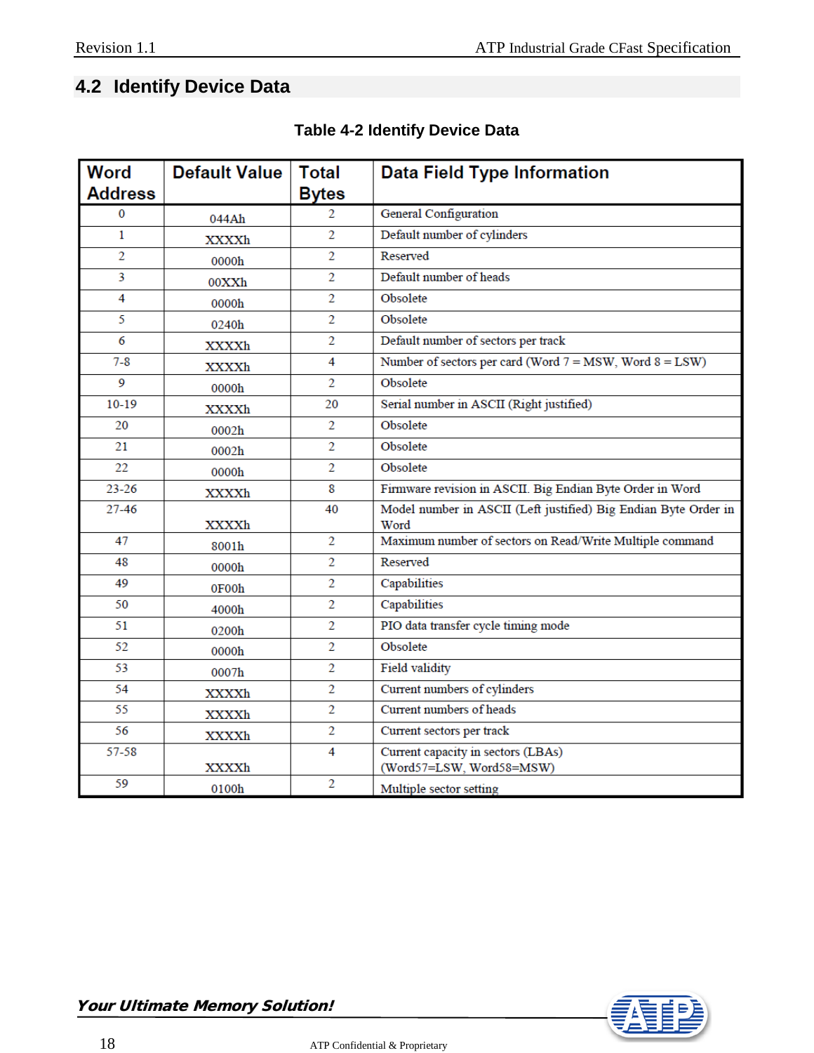## 4.2 Identify Device Data

**Table 4-2 Identify Device Data**

| Word Address | Default Value | Total Bytes | Data Field Type Information |
|---|---|---|---|
| 0 | 044Ah | 2 | General Configuration |
| 1 | XXXXh | 2 | Default number of cylinders |
| 2 | 0000h | 2 | Reserved |
| 3 | 00XXh | 2 | Default number of heads |
| 4 | 0000h | 2 | Obsolete |
| 5 | 0240h | 2 | Obsolete |
| 6 | XXXXh | 2 | Default number of sectors per track |
| 7-8 | XXXXh | 4 | Number of sectors per card (Word 7 = MSW, Word 8 = LSW) |
| 9 | 0000h | 2 | Obsolete |
| 10-19 | XXXXh | 20 | Serial number in ASCII (Right justified) |
| 20 | 0002h | 2 | Obsolete |
| 21 | 0002h | 2 | Obsolete |
| 22 | 0000h | 2 | Obsolete |
| 23-26 | XXXXh | 8 | Firmware revision in ASCII. Big Endian Byte Order in Word |
| 27-46 | XXXXh | 40 | Model number in ASCII (Left justified) Big Endian Byte Order in Word |
| 47 | 8001h | 2 | Maximum number of sectors on Read/Write Multiple command |
| 48 | 0000h | 2 | Reserved |
| 49 | 0F00h | 2 | Capabilities |
| 50 | 4000h | 2 | Capabilities |
| 51 | 0200h | 2 | PIO data transfer cycle timing mode |
| 52 | 0000h | 2 | Obsolete |
| 53 | 0007h | 2 | Field validity |
| 54 | XXXXh | 2 | Current numbers of cylinders |
| 55 | XXXXh | 2 | Current numbers of heads |
| 56 | XXXXh | 2 | Current sectors per track |
| 57-58 | XXXXh | 4 | Current capacity in sectors (LBAs) (Word57=LSW, Word58=MSW) |
| 59 | 0100h | 2 | Multiple sector setting |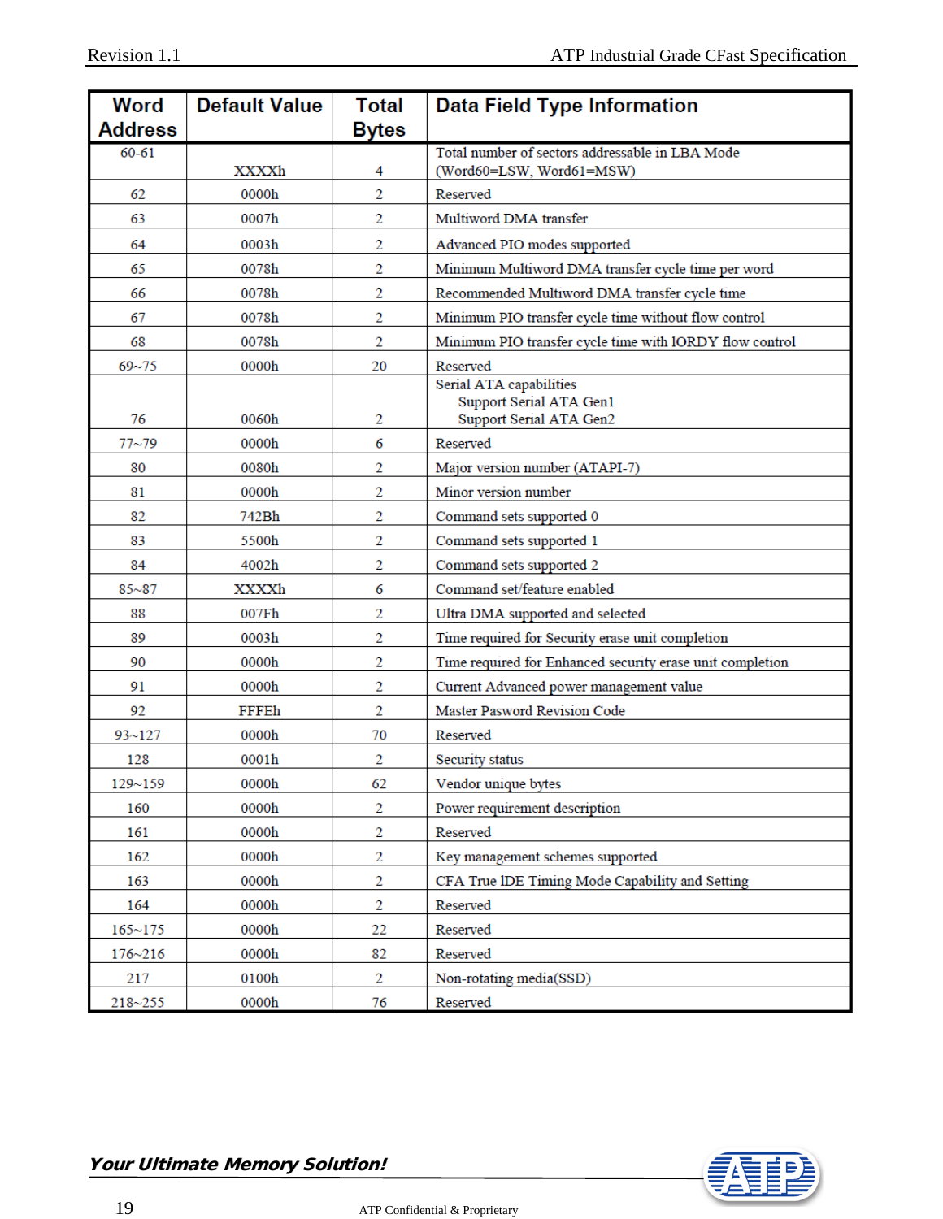| Word Address | Default Value | Total Bytes | Data Field Type Information |
|---|---|---|---|
| 60-61 | XXXXh | 4 | Total number of sectors addressable in LBA Mode (Word60=LSW, Word61=MSW) |
| 62 | 0000h | 2 | Reserved |
| 63 | 0007h | 2 | Multiword DMA transfer |
| 64 | 0003h | 2 | Advanced PIO modes supported |
| 65 | 0078h | 2 | Minimum Multiword DMA transfer cycle time per word |
| 66 | 0078h | 2 | Recommended Multiword DMA transfer cycle time |
| 67 | 0078h | 2 | Minimum PIO transfer cycle time without flow control |
| 68 | 0078h | 2 | Minimum PIO transfer cycle time with IORDY flow control |
| 69~75 | 0000h | 20 | Reserved |
| 76 | 0060h | 2 | Serial ATA capabilities<br>Support Serial ATA Gen1<br>Support Serial ATA Gen2 |
| 77~79 | 0000h | 6 | Reserved |
| 80 | 0080h | 2 | Major version number (ATAPI-7) |
| 81 | 0000h | 2 | Minor version number |
| 82 | 742Bh | 2 | Command sets supported 0 |
| 83 | 5500h | 2 | Command sets supported 1 |
| 84 | 4002h | 2 | Command sets supported 2 |
| 85~87 | XXXXh | 6 | Command set/feature enabled |
| 88 | 007Fh | 2 | Ultra DMA supported and selected |
| 89 | 0003h | 2 | Time required for Security erase unit completion |
| 90 | 0000h | 2 | Time required for Enhanced security erase unit completion |
| 91 | 0000h | 2 | Current Advanced power management value |
| 92 | FFFEh | 2 | Master Pasword Revision Code |
| 93~127 | 0000h | 70 | Reserved |
| 128 | 0001h | 2 | Security status |
| 129~159 | 0000h | 62 | Vendor unique bytes |
| 160 | 0000h | 2 | Power requirement description |
| 161 | 0000h | 2 | Reserved |
| 162 | 0000h | 2 | Key management schemes supported |
| 163 | 0000h | 2 | CFA True IDE Timing Mode Capability and Setting |
| 164 | 0000h | 2 | Reserved |
| 165~175 | 0000h | 22 | Reserved |
| 176~216 | 0000h | 82 | Reserved |
| 217 | 0100h | 2 | Non-rotating media(SSD) |
| 218~255 | 0000h | 76 | Reserved |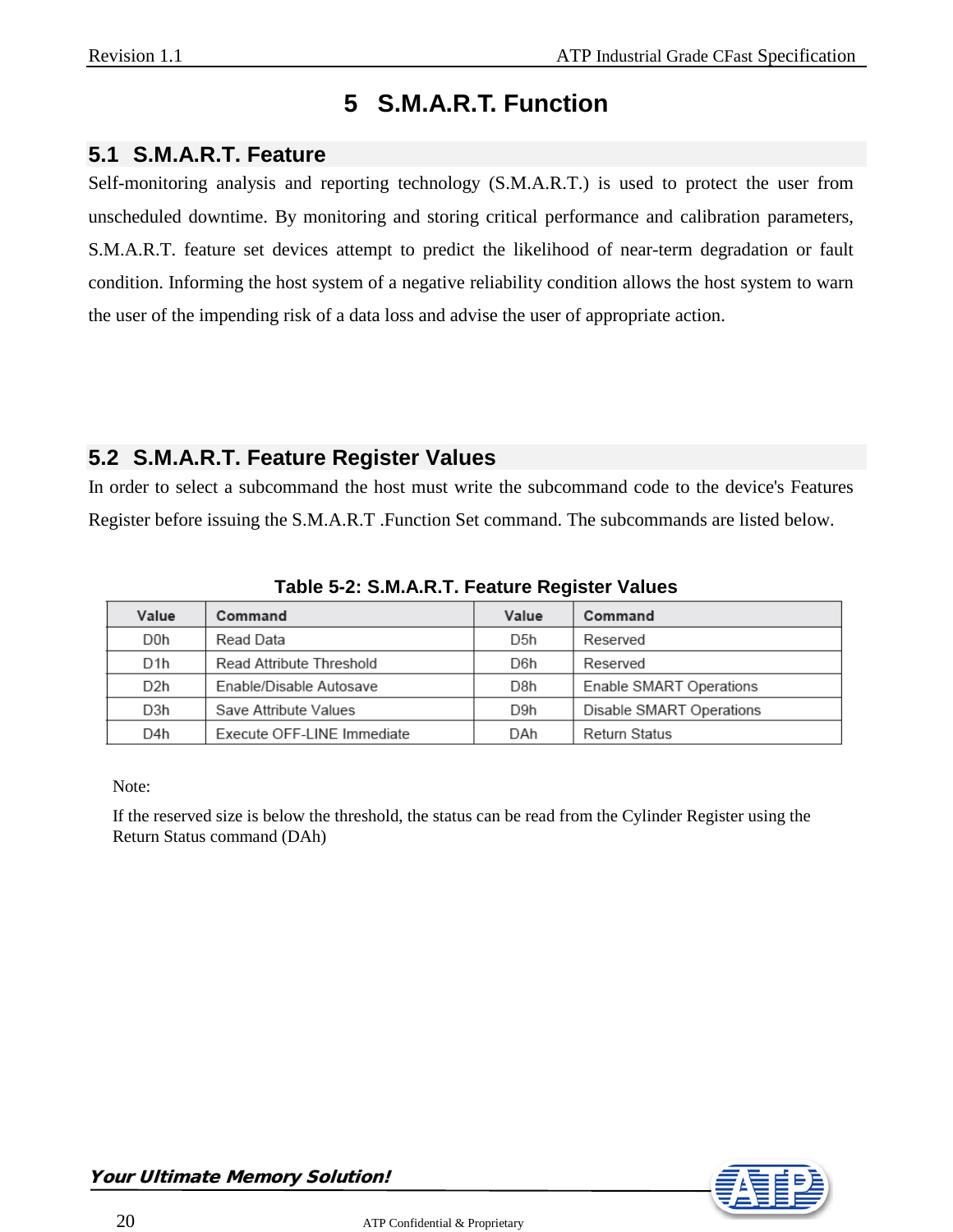# 5 S.M.A.R.T. Function

## 5.1 S.M.A.R.T. Feature

Self-monitoring analysis and reporting technology (S.M.A.R.T.) is used to protect the user from unscheduled downtime. By monitoring and storing critical performance and calibration parameters, S.M.A.R.T. feature set devices attempt to predict the likelihood of near-term degradation or fault condition. Informing the host system of a negative reliability condition allows the host system to warn the user of the impending risk of a data loss and advise the user of appropriate action.

## 5.2 S.M.A.R.T. Feature Register Values

In order to select a subcommand the host must write the subcommand code to the device's Features Register before issuing the S.M.A.R.T .Function Set command. The subcommands are listed below.

**Table 5-2: S.M.A.R.T. Feature Register Values**

| Value | Command | Value | Command |
|---|---|---|---|
| D0h | Read Data | D5h | Reserved |
| D1h | Read Attribute Threshold | D6h | Reserved |
| D2h | Enable/Disable Autosave | D8h | Enable SMART Operations |
| D3h | Save Attribute Values | D9h | Disable SMART Operations |
| D4h | Execute OFF-LINE Immediate | DAh | Return Status |

Note:

If the reserved size is below the threshold, the status can be read from the Cylinder Register using the Return Status command (DAh)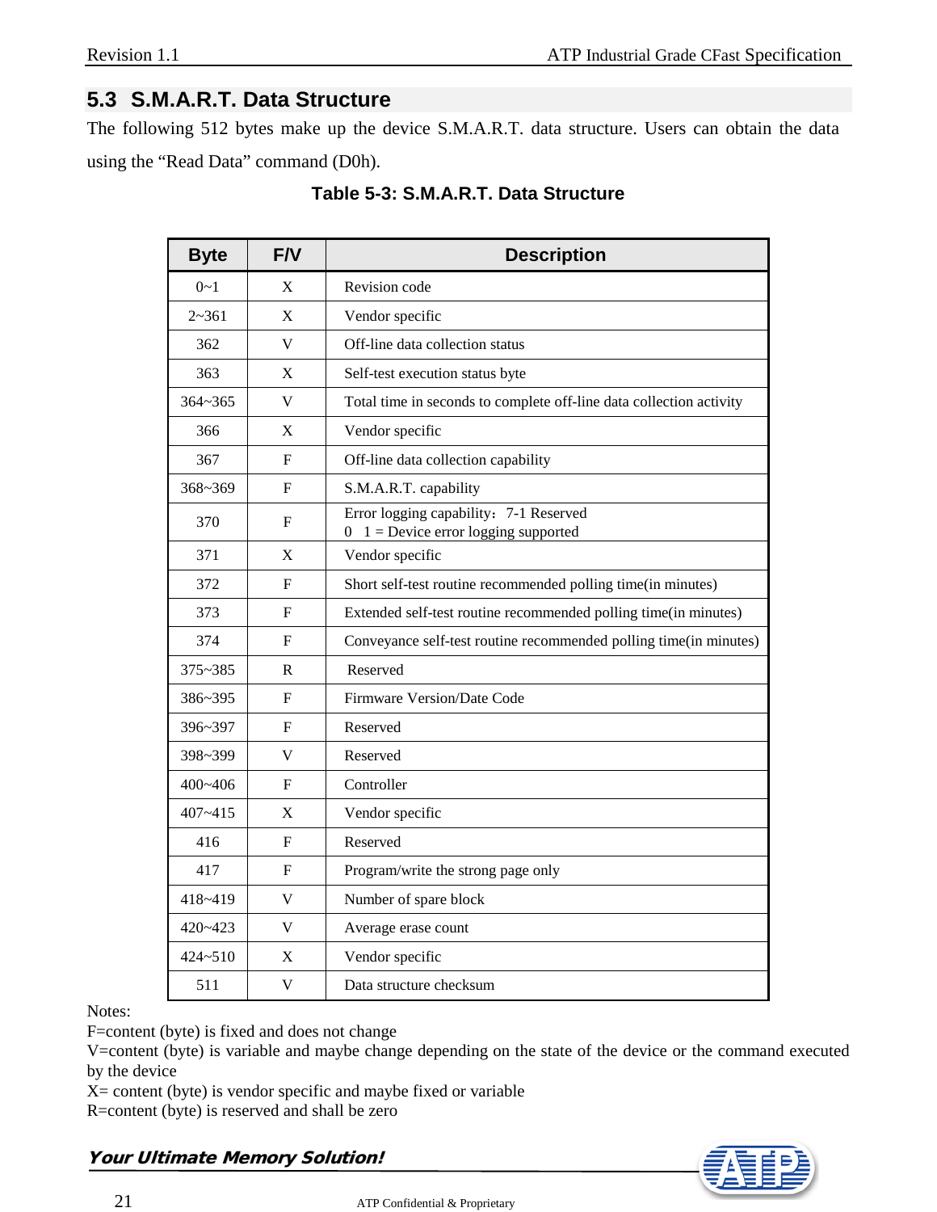## 5.3 S.M.A.R.T. Data Structure

The following 512 bytes make up the device S.M.A.R.T. data structure. Users can obtain the data using the “Read Data” command (D0h).

**Table 5-3: S.M.A.R.T. Data Structure**

| Byte | F/V | Description |
|---|---|---|
| 0~1 | X | Revision code |
| 2~361 | X | Vendor specific |
| 362 | V | Off-line data collection status |
| 363 | X | Self-test execution status byte |
| 364~365 | V | Total time in seconds to complete off-line data collection activity |
| 366 | X | Vendor specific |
| 367 | F | Off-line data collection capability |
| 368~369 | F | S.M.A.R.T. capability |
| 370 | F | Error logging capability：7-1 Reserved<br>0 1 = Device error logging supported |
| 371 | X | Vendor specific |
| 372 | F | Short self-test routine recommended polling time(in minutes) |
| 373 | F | Extended self-test routine recommended polling time(in minutes) |
| 374 | F | Conveyance self-test routine recommended polling time(in minutes) |
| 375~385 | R | Reserved |
| 386~395 | F | Firmware Version/Date Code |
| 396~397 | F | Reserved |
| 398~399 | V | Reserved |
| 400~406 | F | Controller |
| 407~415 | X | Vendor specific |
| 416 | F | Reserved |
| 417 | F | Program/write the strong page only |
| 418~419 | V | Number of spare block |
| 420~423 | V | Average erase count |
| 424~510 | X | Vendor specific |
| 511 | V | Data structure checksum |

Notes:
F=content (byte) is fixed and does not change
V=content (byte) is variable and maybe change depending on the state of the device or the command executed by the device
X= content (byte) is vendor specific and maybe fixed or variable
R=content (byte) is reserved and shall be zero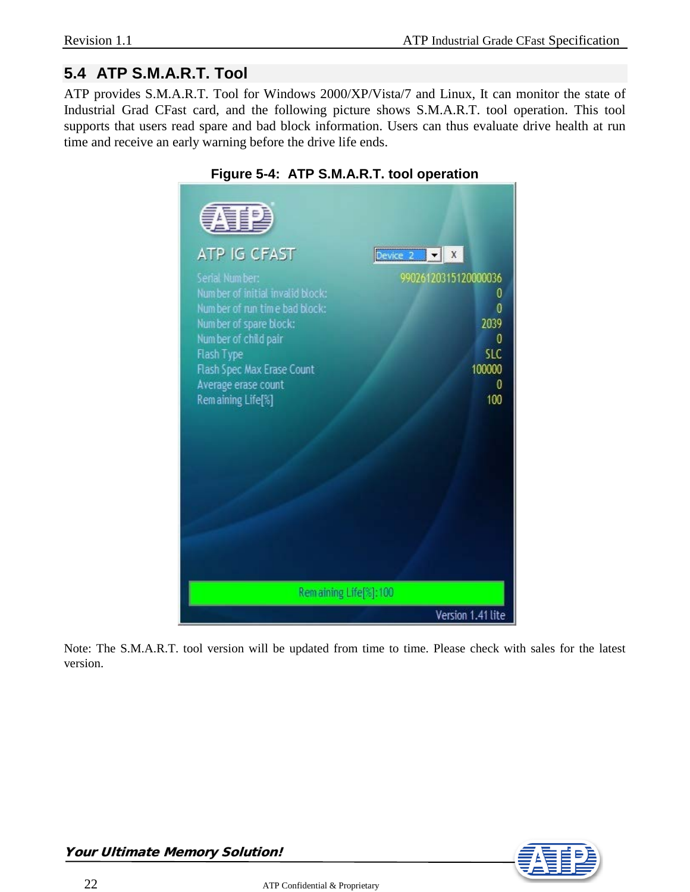## 5.4 ATP S.M.A.R.T. Tool

ATP provides S.M.A.R.T. Tool for Windows 2000/XP/Vista/7 and Linux, It can monitor the state of Industrial Grad CFast card, and the following picture shows S.M.A.R.T. tool operation. This tool supports that users read spare and bad block information. Users can thus evaluate drive health at run time and receive an early warning before the drive life ends.

**Figure 5-4: ATP S.M.A.R.T. tool operation**

Note: The S.M.A.R.T. tool version will be updated from time to time. Please check with sales for the latest version.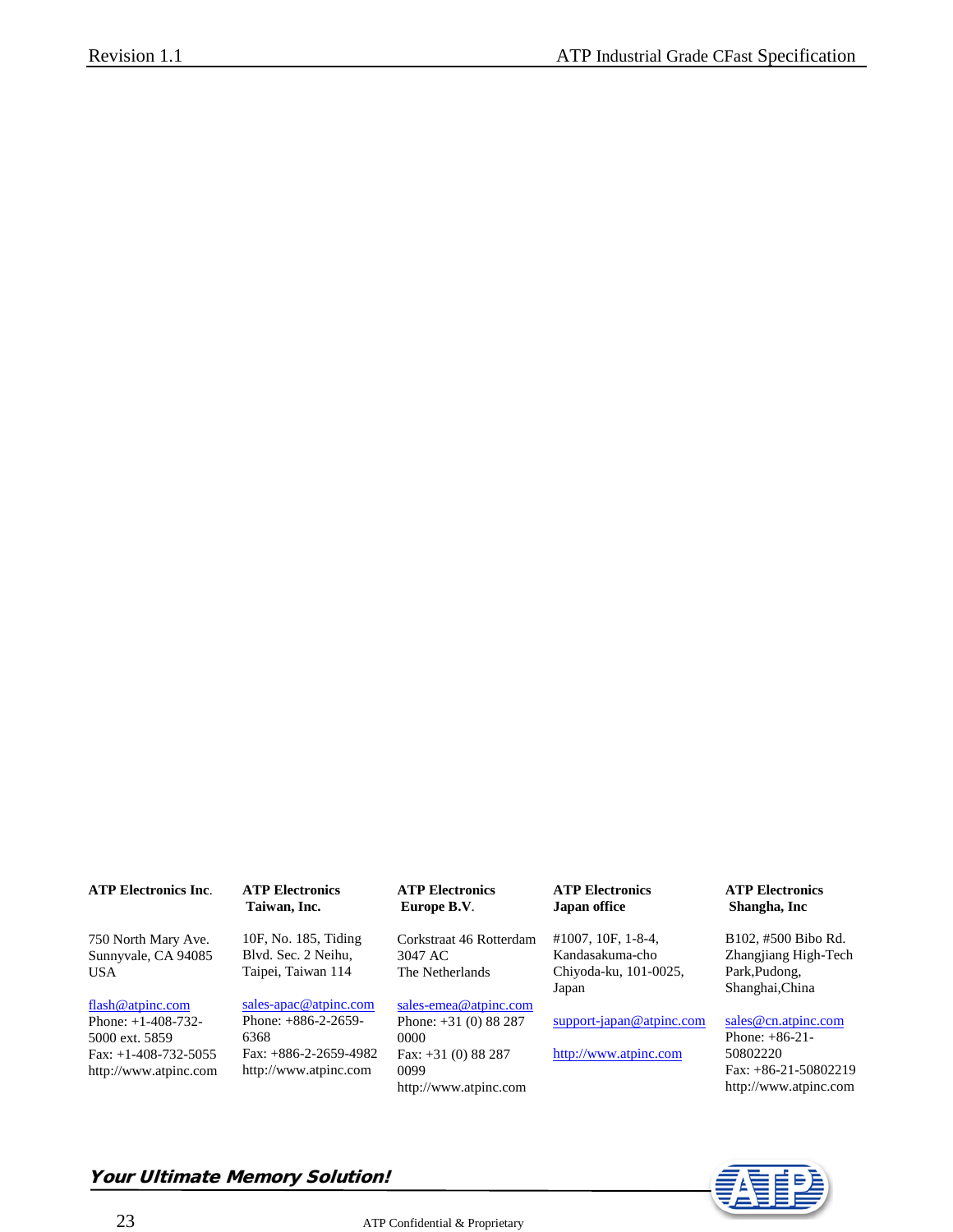| ATP Electronics Inc. | ATP Electronics Taiwan, Inc. | ATP Electronics Europe B.V. | ATP Electronics Japan office | ATP Electronics Shangha, Inc |
|---|---|---|---|---|
| 750 North Mary Ave.<br>Sunnyvale, CA 94085<br>USA | 10F, No. 185, Tiding Blvd. Sec. 2 Neihu, Taipei, Taiwan 114 | Corkstraat 46 Rotterdam<br>3047 AC<br>The Netherlands | #1007, 10F, 1-8-4, Kandasakuma-cho<br>Chiyoda-ku, 101-0025, Japan | B102, #500 Bibo Rd. Zhangjiang High-Tech Park,Pudong, Shanghai,China |
| flash@atpinc.com<br>Phone: +1-408-732-5000 ext. 5859<br>Fax: +1-408-732-5055<br>http://www.atpinc.com | sales-apac@atpinc.com<br>Phone: +886-2-2659-6368<br>Fax: +886-2-2659-4982<br>http://www.atpinc.com | sales-emea@atpinc.com<br>Phone: +31 (0) 88 287 0000<br>Fax: +31 (0) 88 287 0099<br>http://www.atpinc.com | support-japan@atpinc.com<br><br>http://www.atpinc.com | sales@cn.atpinc.com<br>Phone: +86-21-50802220<br>Fax: +86-21-50802219<br>http://www.atpinc.com |

***Your Ultimate Memory Solution!***

ATP Confidential & Proprietary